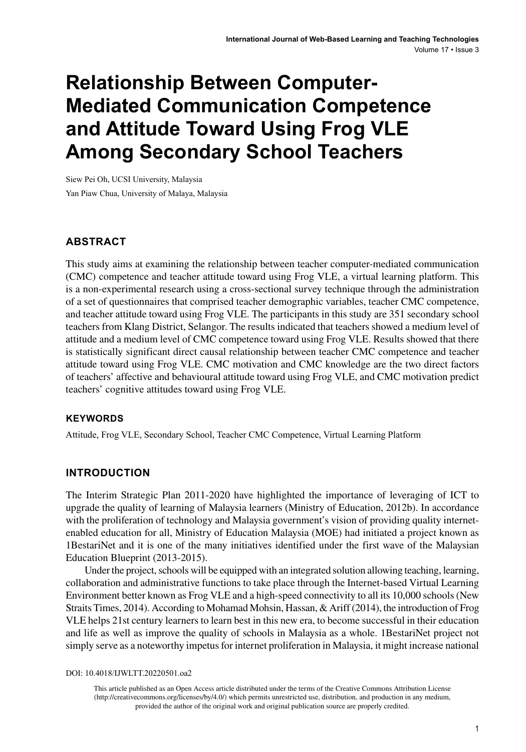# Relationship Between Computer-Mediated Communication Competence and Attitude Toward Using Frog VLE Among Secondary School Teachers

Siew Pei Oh, UCSI University, Malaysia

Yan Piaw Chua, University of Malaya, Malaysia

## ABSTRACT

This study aims at examining the relationship between teacher computer-mediated communication (CMC) competence and teacher attitude toward using Frog VLE, a virtual learning platform. This is a non-experimental research using a cross-sectional survey technique through the administration of a set of questionnaires that comprised teacher demographic variables, teacher CMC competence, and teacher attitude toward using Frog VLE. The participants in this study are 351 secondary school teachers from Klang District, Selangor. The results indicated that teachers showed a medium level of attitude and a medium level of CMC competence toward using Frog VLE. Results showed that there is statistically significant direct causal relationship between teacher CMC competence and teacher attitude toward using Frog VLE. CMC motivation and CMC knowledge are the two direct factors of teachers' affective and behavioural attitude toward using Frog VLE, and CMC motivation predict teachers' cognitive attitudes toward using Frog VLE.

### KEYWORDS

Attitude, Frog VLE, Secondary School, Teacher CMC Competence, Virtual Learning Platform

## INTRODUCTION

The Interim Strategic Plan 2011-2020 have highlighted the importance of leveraging of ICT to upgrade the quality of learning of Malaysia learners (Ministry of Education, 2012b). In accordance with the proliferation of technology and Malaysia government's vision of providing quality internet-enabled education for all, Ministry of Education Malaysia (MOE) had initiated a project known as 1BestariNet and it is one of the many initiatives identified under the first wave of the Malaysian Education Blueprint (2013-2015).

Under the project, schools will be equipped with an integrated solution allowing teaching, learning, collaboration and administrative functions to take place through the Internet-based Virtual Learning Environment better known as Frog VLE and a high-speed connectivity to all its 10,000 schools (New Straits Times, 2014). According to Mohamad Mohsin, Hassan, & Ariff (2014), the introduction of Frog VLE helps 21st century learners to learn best in this new era, to become successful in their education and life as well as improve the quality of schools in Malaysia as a whole. 1BestariNet project not simply serve as a noteworthy impetus for internet proliferation in Malaysia, it might increase national

DOI: 10.4018/IJWLTT.20220501.oa2

This article published as an Open Access article distributed under the terms of the Creative Commons Attribution License (http://creativecommons.org/licenses/by/4.0/) which permits unrestricted use, distribution, and production in any medium, provided the author of the original work and original publication source are properly credited.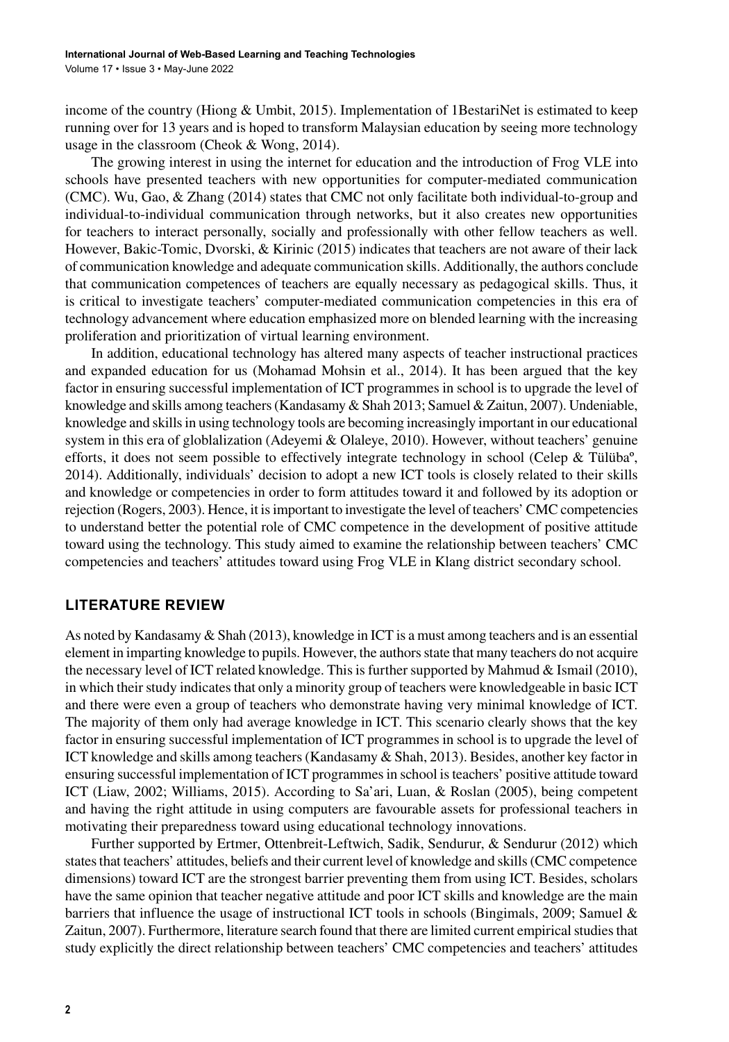income of the country (Hiong & Umbit, 2015). Implementation of 1BestariNet is estimated to keep running over for 13 years and is hoped to transform Malaysian education by seeing more technology usage in the classroom (Cheok & Wong, 2014).

The growing interest in using the internet for education and the introduction of Frog VLE into schools have presented teachers with new opportunities for computer-mediated communication (CMC). Wu, Gao, & Zhang (2014) states that CMC not only facilitate both individual-to-group and individual-to-individual communication through networks, but it also creates new opportunities for teachers to interact personally, socially and professionally with other fellow teachers as well. However, Bakic-Tomic, Dvorski, & Kirinic (2015) indicates that teachers are not aware of their lack of communication knowledge and adequate communication skills. Additionally, the authors conclude that communication competences of teachers are equally necessary as pedagogical skills. Thus, it is critical to investigate teachers' computer-mediated communication competencies in this era of technology advancement where education emphasized more on blended learning with the increasing proliferation and prioritization of virtual learning environment.

In addition, educational technology has altered many aspects of teacher instructional practices and expanded education for us (Mohamad Mohsin et al., 2014). It has been argued that the key factor in ensuring successful implementation of ICT programmes in school is to upgrade the level of knowledge and skills among teachers (Kandasamy & Shah 2013; Samuel & Zaitun, 2007). Undeniable, knowledge and skills in using technology tools are becoming increasingly important in our educational system in this era of globlalization (Adeyemi & Olaleye, 2010). However, without teachers' genuine efforts, it does not seem possible to effectively integrate technology in school (Celep & Tülübaº, 2014). Additionally, individuals' decision to adopt a new ICT tools is closely related to their skills and knowledge or competencies in order to form attitudes toward it and followed by its adoption or rejection (Rogers, 2003). Hence, it is important to investigate the level of teachers' CMC competencies to understand better the potential role of CMC competence in the development of positive attitude toward using the technology. This study aimed to examine the relationship between teachers' CMC competencies and teachers' attitudes toward using Frog VLE in Klang district secondary school.

## LITERATURE REVIEW

As noted by Kandasamy & Shah (2013), knowledge in ICT is a must among teachers and is an essential element in imparting knowledge to pupils. However, the authors state that many teachers do not acquire the necessary level of ICT related knowledge. This is further supported by Mahmud & Ismail (2010), in which their study indicates that only a minority group of teachers were knowledgeable in basic ICT and there were even a group of teachers who demonstrate having very minimal knowledge of ICT. The majority of them only had average knowledge in ICT. This scenario clearly shows that the key factor in ensuring successful implementation of ICT programmes in school is to upgrade the level of ICT knowledge and skills among teachers (Kandasamy & Shah, 2013). Besides, another key factor in ensuring successful implementation of ICT programmes in school is teachers' positive attitude toward ICT (Liaw, 2002; Williams, 2015). According to Sa'ari, Luan, & Roslan (2005), being competent and having the right attitude in using computers are favourable assets for professional teachers in motivating their preparedness toward using educational technology innovations.

Further supported by Ertmer, Ottenbreit-Leftwich, Sadik, Sendurur, & Sendurur (2012) which states that teachers' attitudes, beliefs and their current level of knowledge and skills (CMC competence dimensions) toward ICT are the strongest barrier preventing them from using ICT. Besides, scholars have the same opinion that teacher negative attitude and poor ICT skills and knowledge are the main barriers that influence the usage of instructional ICT tools in schools (Bingimals, 2009; Samuel & Zaitun, 2007). Furthermore, literature search found that there are limited current empirical studies that study explicitly the direct relationship between teachers' CMC competencies and teachers' attitudes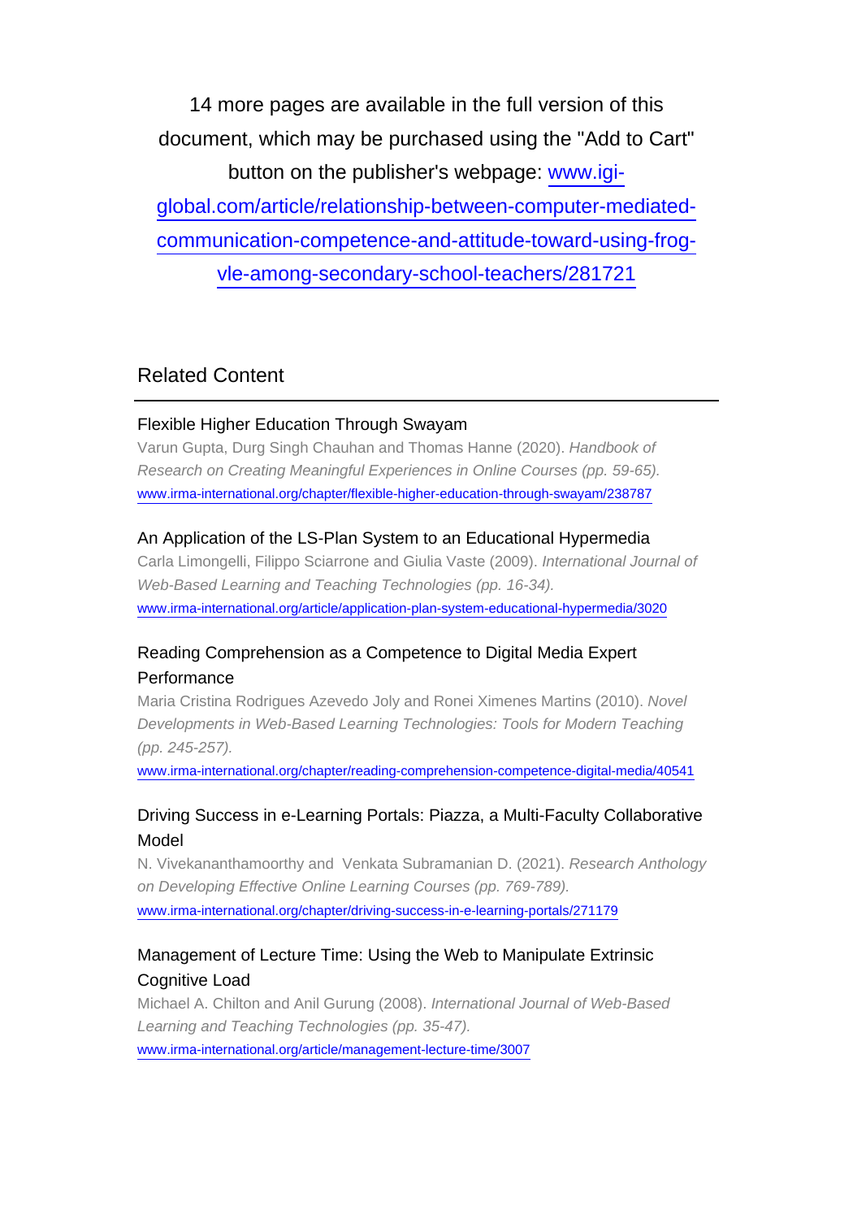14 more pages are available in the full version of this document, which may be purchased using the "Add to Cart" button on the publisher's webpage: www.igi-global.com/article/relationship-between-computer-mediated-communication-competence-and-attitude-toward-using-frog-vle-among-secondary-school-teachers/281721

## Related Content

### Flexible Higher Education Through Swayam

Varun Gupta, Durg Singh Chauhan and Thomas Hanne (2020). *Handbook of Research on Creating Meaningful Experiences in Online Courses (pp. 59-65).*

www.irma-international.org/chapter/flexible-higher-education-through-swayam/238787

### An Application of the LS-Plan System to an Educational Hypermedia

Carla Limongelli, Filippo Sciarrone and Giulia Vaste (2009). *International Journal of Web-Based Learning and Teaching Technologies (pp. 16-34).*

www.irma-international.org/article/application-plan-system-educational-hypermedia/3020

### Reading Comprehension as a Competence to Digital Media Expert Performance

Maria Cristina Rodrigues Azevedo Joly and Ronei Ximenes Martins (2010). *Novel Developments in Web-Based Learning Technologies: Tools for Modern Teaching (pp. 245-257).*

www.irma-international.org/chapter/reading-comprehension-competence-digital-media/40541

### Driving Success in e-Learning Portals: Piazza, a Multi-Faculty Collaborative Model

N. Vivekananthamoorthy and Venkata Subramanian D. (2021). *Research Anthology on Developing Effective Online Learning Courses (pp. 769-789).*

www.irma-international.org/chapter/driving-success-in-e-learning-portals/271179

### Management of Lecture Time: Using the Web to Manipulate Extrinsic Cognitive Load

Michael A. Chilton and Anil Gurung (2008). *International Journal of Web-Based Learning and Teaching Technologies (pp. 35-47).*

www.irma-international.org/article/management-lecture-time/3007